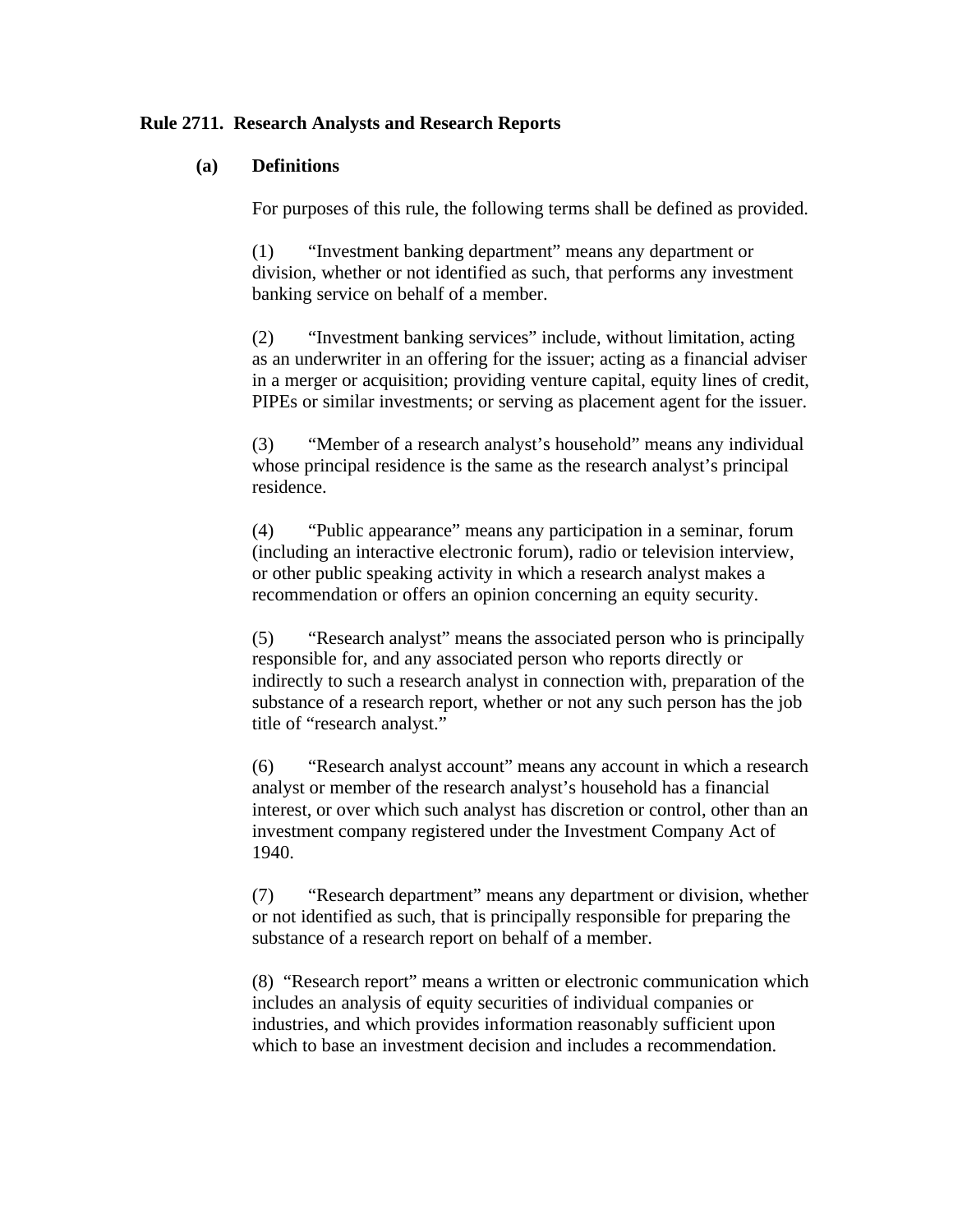**Rule 2711. Research Analysts and Research Reports**

**(a) Definitions**

For purposes of this rule, the following terms shall be defined as provided.

(1) "Investment banking department" means any department or division, whether or not identified as such, that performs any investment banking service on behalf of a member.

(2) "Investment banking services" include, without limitation, acting as an underwriter in an offering for the issuer; acting as a financial adviser in a merger or acquisition; providing venture capital, equity lines of credit, PIPEs or similar investments; or serving as placement agent for the issuer.

(3) "Member of a research analyst's household" means any individual whose principal residence is the same as the research analyst's principal residence.

(4) "Public appearance" means any participation in a seminar, forum (including an interactive electronic forum), radio or television interview, or other public speaking activity in which a research analyst makes a recommendation or offers an opinion concerning an equity security.

(5) "Research analyst" means the associated person who is principally responsible for, and any associated person who reports directly or indirectly to such a research analyst in connection with, preparation of the substance of a research report, whether or not any such person has the job title of "research analyst."

(6) "Research analyst account" means any account in which a research analyst or member of the research analyst's household has a financial interest, or over which such analyst has discretion or control, other than an investment company registered under the Investment Company Act of 1940.

(7) "Research department" means any department or division, whether or not identified as such, that is principally responsible for preparing the substance of a research report on behalf of a member.

(8) "Research report" means a written or electronic communication which includes an analysis of equity securities of individual companies or industries, and which provides information reasonably sufficient upon which to base an investment decision and includes a recommendation.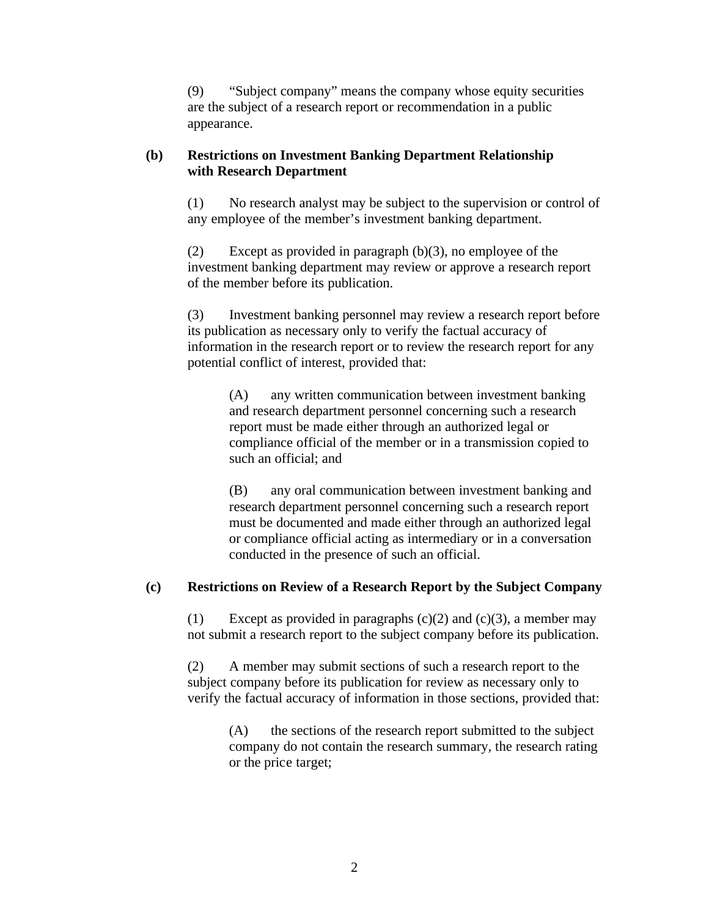(9) "Subject company" means the company whose equity securities are the subject of a research report or recommendation in a public appearance.

**(b) Restrictions on Investment Banking Department Relationship with Research Department**

(1) No research analyst may be subject to the supervision or control of any employee of the member's investment banking department.

(2) Except as provided in paragraph (b)(3), no employee of the investment banking department may review or approve a research report of the member before its publication.

(3) Investment banking personnel may review a research report before its publication as necessary only to verify the factual accuracy of information in the research report or to review the research report for any potential conflict of interest, provided that:

(A) any written communication between investment banking and research department personnel concerning such a research report must be made either through an authorized legal or compliance official of the member or in a transmission copied to such an official; and

(B) any oral communication between investment banking and research department personnel concerning such a research report must be documented and made either through an authorized legal or compliance official acting as intermediary or in a conversation conducted in the presence of such an official.

**(c) Restrictions on Review of a Research Report by the Subject Company**

(1) Except as provided in paragraphs (c)(2) and (c)(3), a member may not submit a research report to the subject company before its publication.

(2) A member may submit sections of such a research report to the subject company before its publication for review as necessary only to verify the factual accuracy of information in those sections, provided that:

(A) the sections of the research report submitted to the subject company do not contain the research summary, the research rating or the price target;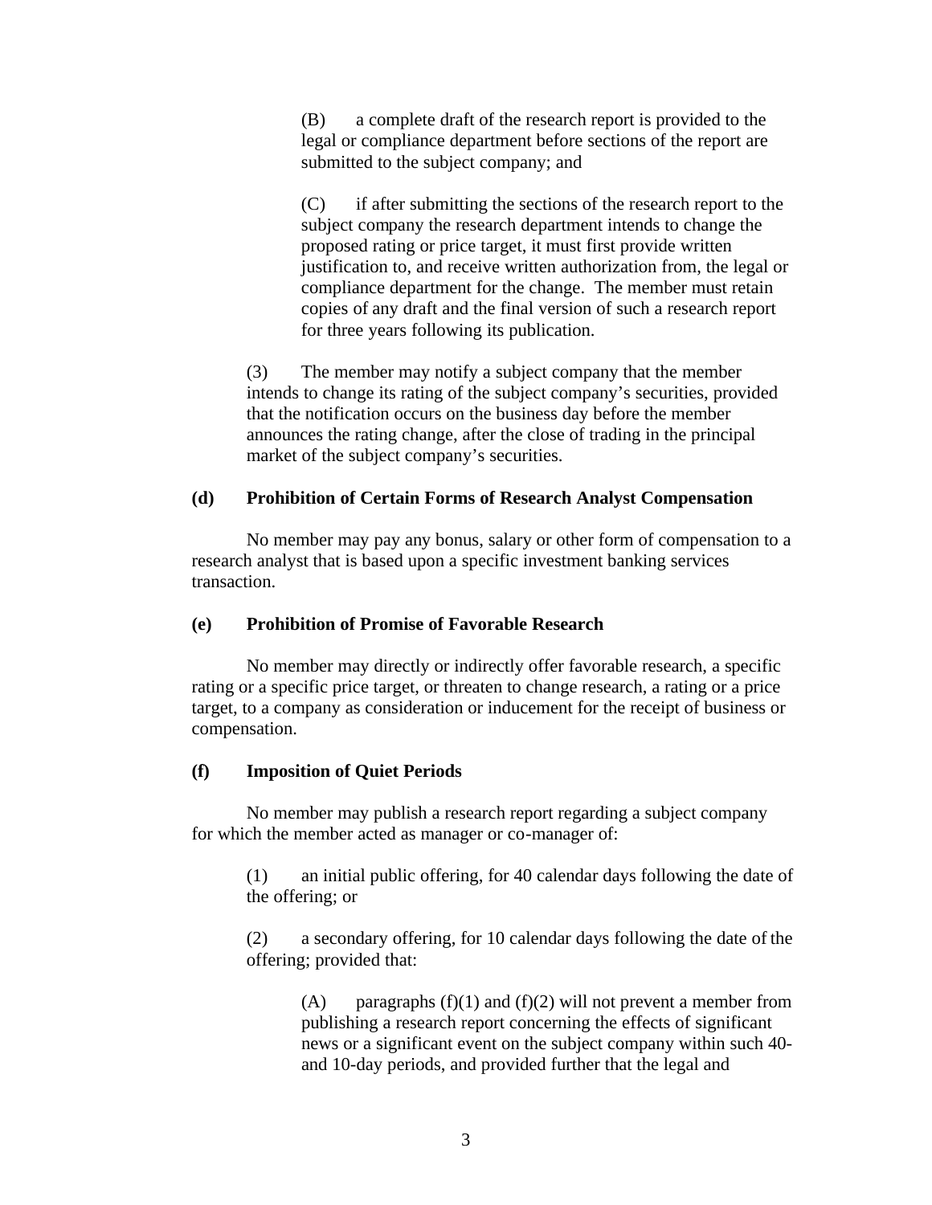(B) a complete draft of the research report is provided to the legal or compliance department before sections of the report are submitted to the subject company; and

(C) if after submitting the sections of the research report to the subject company the research department intends to change the proposed rating or price target, it must first provide written justification to, and receive written authorization from, the legal or compliance department for the change. The member must retain copies of any draft and the final version of such a research report for three years following its publication.

(3) The member may notify a subject company that the member intends to change its rating of the subject company's securities, provided that the notification occurs on the business day before the member announces the rating change, after the close of trading in the principal market of the subject company's securities.

**(d) Prohibition of Certain Forms of Research Analyst Compensation**

No member may pay any bonus, salary or other form of compensation to a research analyst that is based upon a specific investment banking services transaction.

**(e) Prohibition of Promise of Favorable Research**

No member may directly or indirectly offer favorable research, a specific rating or a specific price target, or threaten to change research, a rating or a price target, to a company as consideration or inducement for the receipt of business or compensation.

**(f) Imposition of Quiet Periods**

No member may publish a research report regarding a subject company for which the member acted as manager or co-manager of:

(1) an initial public offering, for 40 calendar days following the date of the offering; or

(2) a secondary offering, for 10 calendar days following the date of the offering; provided that:

(A) paragraphs (f)(1) and (f)(2) will not prevent a member from publishing a research report concerning the effects of significant news or a significant event on the subject company within such 40- and 10-day periods, and provided further that the legal and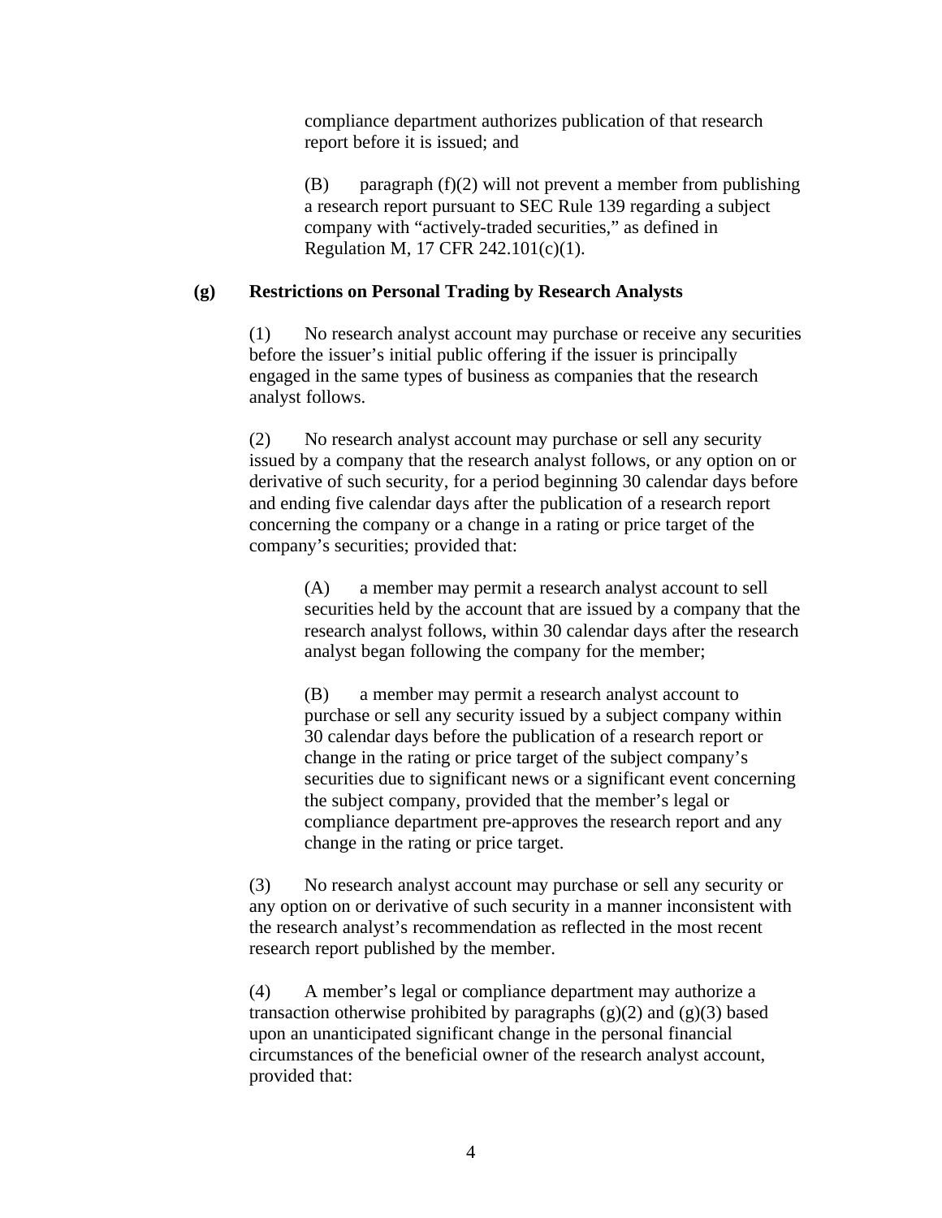compliance department authorizes publication of that research report before it is issued; and

(B) paragraph (f)(2) will not prevent a member from publishing a research report pursuant to SEC Rule 139 regarding a subject company with “actively-traded securities,” as defined in Regulation M, 17 CFR 242.101(c)(1).

**(g) Restrictions on Personal Trading by Research Analysts**

(1) No research analyst account may purchase or receive any securities before the issuer’s initial public offering if the issuer is principally engaged in the same types of business as companies that the research analyst follows.

(2) No research analyst account may purchase or sell any security issued by a company that the research analyst follows, or any option on or derivative of such security, for a period beginning 30 calendar days before and ending five calendar days after the publication of a research report concerning the company or a change in a rating or price target of the company’s securities; provided that:

(A) a member may permit a research analyst account to sell securities held by the account that are issued by a company that the research analyst follows, within 30 calendar days after the research analyst began following the company for the member;

(B) a member may permit a research analyst account to purchase or sell any security issued by a subject company within 30 calendar days before the publication of a research report or change in the rating or price target of the subject company’s securities due to significant news or a significant event concerning the subject company, provided that the member’s legal or compliance department pre-approves the research report and any change in the rating or price target.

(3) No research analyst account may purchase or sell any security or any option on or derivative of such security in a manner inconsistent with the research analyst’s recommendation as reflected in the most recent research report published by the member.

(4) A member’s legal or compliance department may authorize a transaction otherwise prohibited by paragraphs (g)(2) and (g)(3) based upon an unanticipated significant change in the personal financial circumstances of the beneficial owner of the research analyst account, provided that: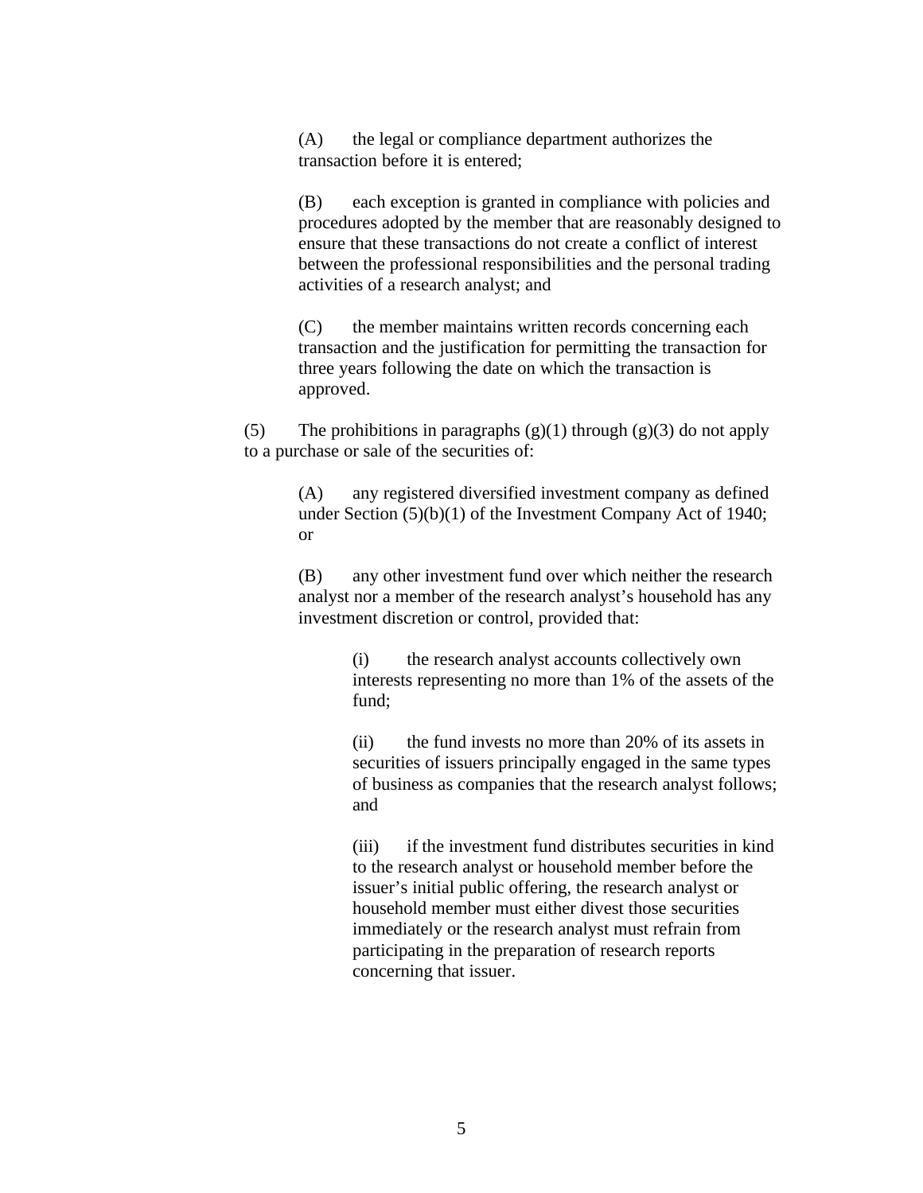(A) the legal or compliance department authorizes the transaction before it is entered;

(B) each exception is granted in compliance with policies and procedures adopted by the member that are reasonably designed to ensure that these transactions do not create a conflict of interest between the professional responsibilities and the personal trading activities of a research analyst; and

(C) the member maintains written records concerning each transaction and the justification for permitting the transaction for three years following the date on which the transaction is approved.

(5) The prohibitions in paragraphs (g)(1) through (g)(3) do not apply to a purchase or sale of the securities of:

(A) any registered diversified investment company as defined under Section (5)(b)(1) of the Investment Company Act of 1940; or

(B) any other investment fund over which neither the research analyst nor a member of the research analyst's household has any investment discretion or control, provided that:

(i) the research analyst accounts collectively own interests representing no more than 1% of the assets of the fund;

(ii) the fund invests no more than 20% of its assets in securities of issuers principally engaged in the same types of business as companies that the research analyst follows; and

(iii) if the investment fund distributes securities in kind to the research analyst or household member before the issuer's initial public offering, the research analyst or household member must either divest those securities immediately or the research analyst must refrain from participating in the preparation of research reports concerning that issuer.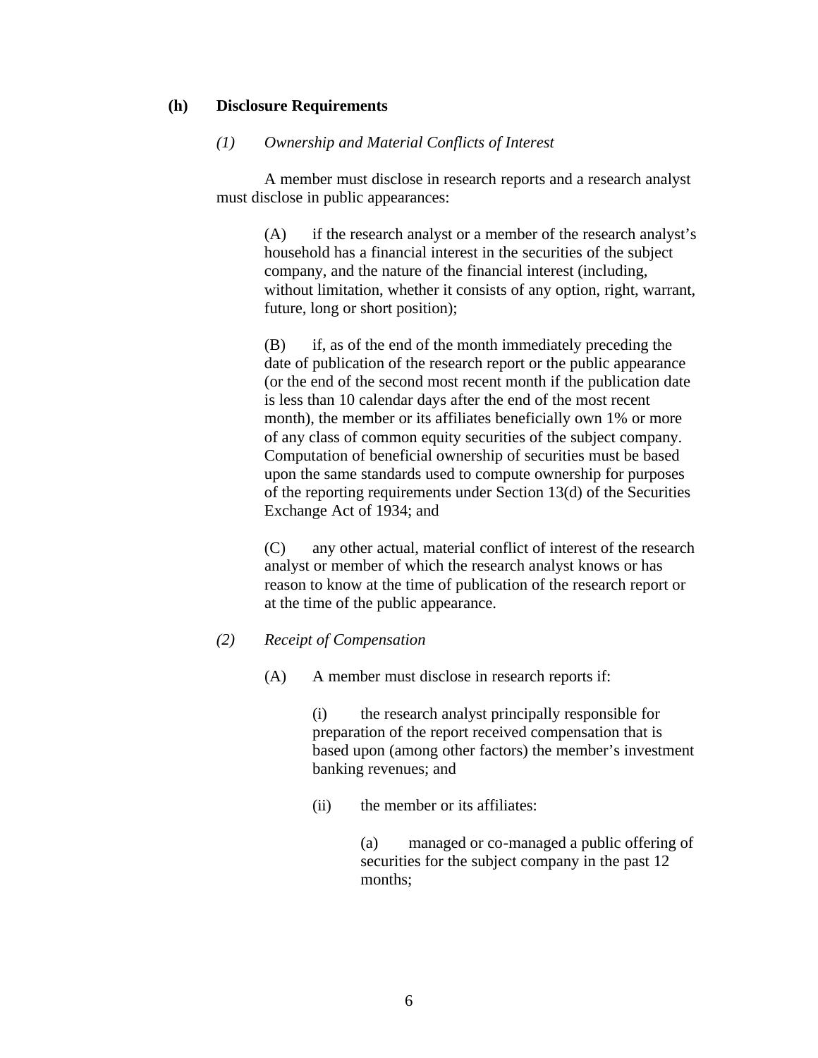**(h) Disclosure Requirements**

*(1) Ownership and Material Conflicts of Interest*

A member must disclose in research reports and a research analyst must disclose in public appearances:

(A) if the research analyst or a member of the research analyst's household has a financial interest in the securities of the subject company, and the nature of the financial interest (including, without limitation, whether it consists of any option, right, warrant, future, long or short position);

(B) if, as of the end of the month immediately preceding the date of publication of the research report or the public appearance (or the end of the second most recent month if the publication date is less than 10 calendar days after the end of the most recent month), the member or its affiliates beneficially own 1% or more of any class of common equity securities of the subject company. Computation of beneficial ownership of securities must be based upon the same standards used to compute ownership for purposes of the reporting requirements under Section 13(d) of the Securities Exchange Act of 1934; and

(C) any other actual, material conflict of interest of the research analyst or member of which the research analyst knows or has reason to know at the time of publication of the research report or at the time of the public appearance.

*(2) Receipt of Compensation*

(A) A member must disclose in research reports if:

(i) the research analyst principally responsible for preparation of the report received compensation that is based upon (among other factors) the member's investment banking revenues; and

(ii) the member or its affiliates:

(a) managed or co-managed a public offering of securities for the subject company in the past 12 months;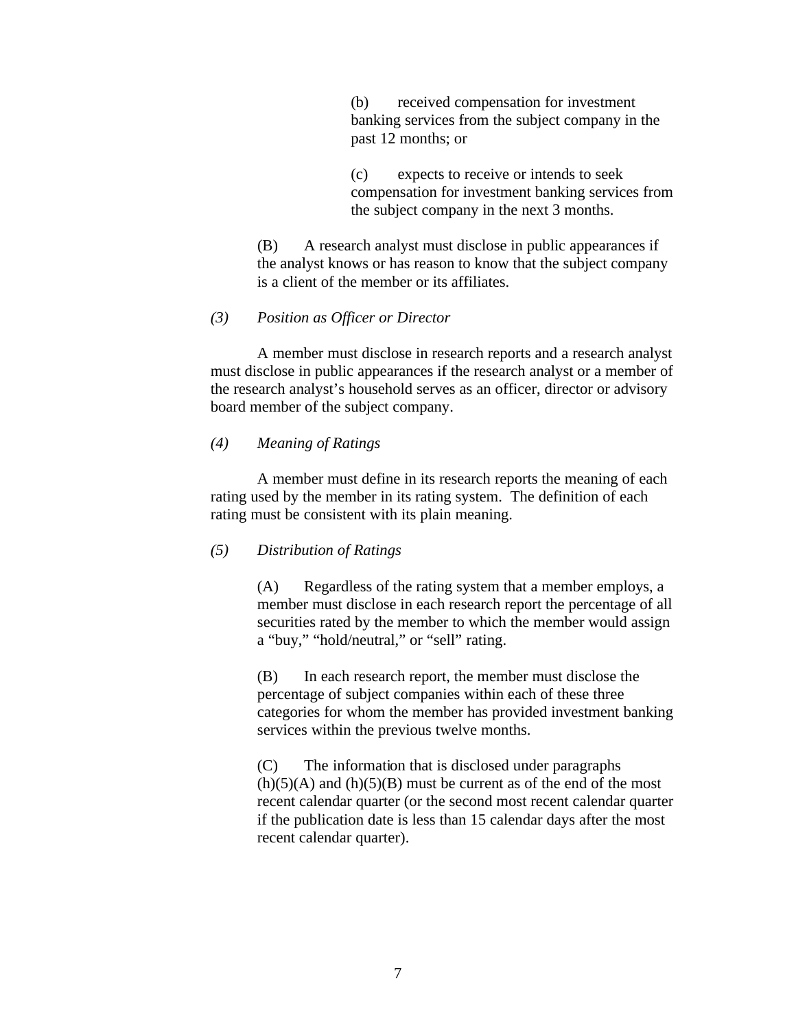(b) received compensation for investment banking services from the subject company in the past 12 months; or

(c) expects to receive or intends to seek compensation for investment banking services from the subject company in the next 3 months.

(B) A research analyst must disclose in public appearances if the analyst knows or has reason to know that the subject company is a client of the member or its affiliates.

*(3) Position as Officer or Director*

A member must disclose in research reports and a research analyst must disclose in public appearances if the research analyst or a member of the research analyst's household serves as an officer, director or advisory board member of the subject company.

*(4) Meaning of Ratings*

A member must define in its research reports the meaning of each rating used by the member in its rating system. The definition of each rating must be consistent with its plain meaning.

*(5) Distribution of Ratings*

(A) Regardless of the rating system that a member employs, a member must disclose in each research report the percentage of all securities rated by the member to which the member would assign a "buy," "hold/neutral," or "sell" rating.

(B) In each research report, the member must disclose the percentage of subject companies within each of these three categories for whom the member has provided investment banking services within the previous twelve months.

(C) The information that is disclosed under paragraphs (h)(5)(A) and (h)(5)(B) must be current as of the end of the most recent calendar quarter (or the second most recent calendar quarter if the publication date is less than 15 calendar days after the most recent calendar quarter).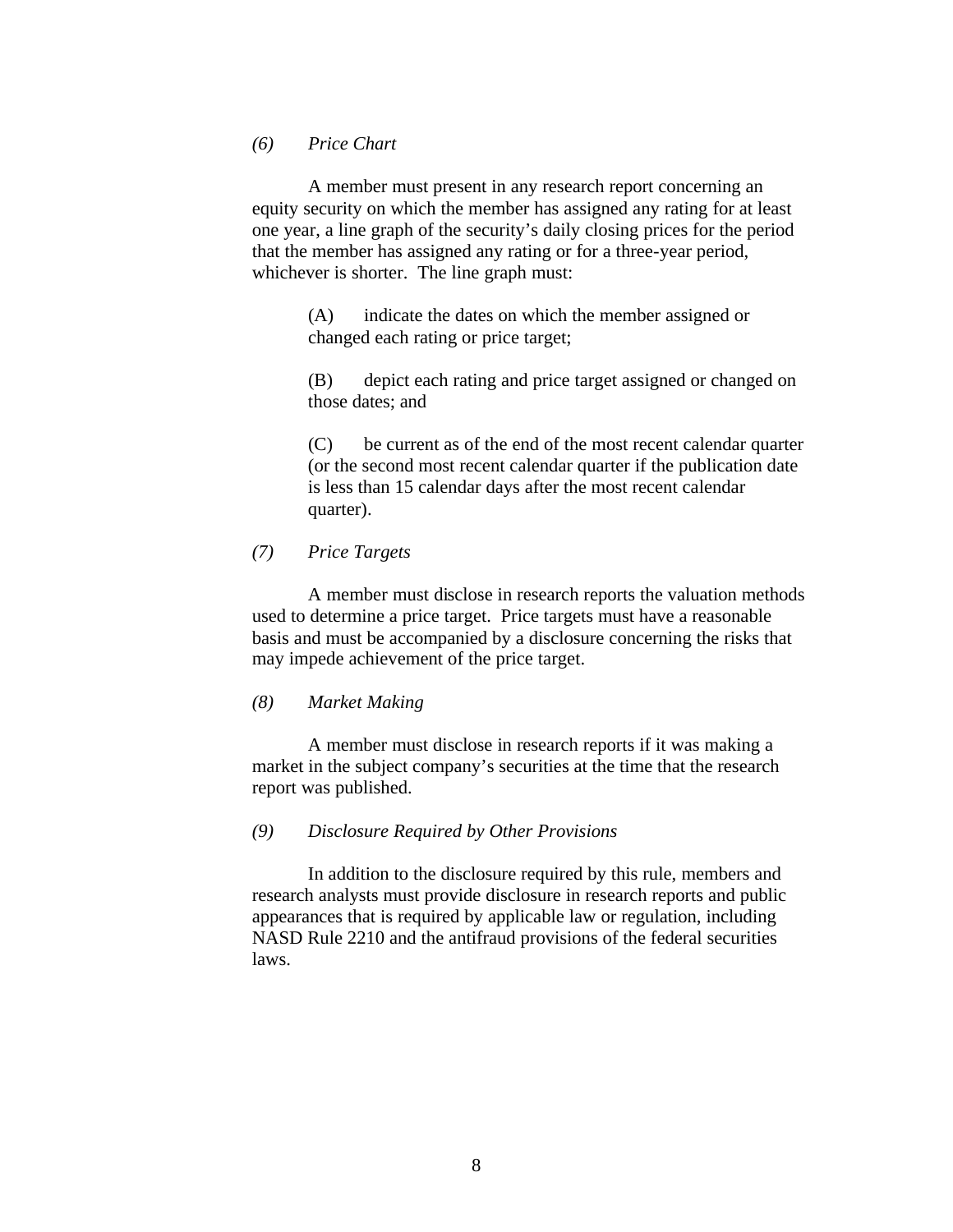*(6) Price Chart*

A member must present in any research report concerning an equity security on which the member has assigned any rating for at least one year, a line graph of the security's daily closing prices for the period that the member has assigned any rating or for a three-year period, whichever is shorter. The line graph must:

(A) indicate the dates on which the member assigned or changed each rating or price target;

(B) depict each rating and price target assigned or changed on those dates; and

(C) be current as of the end of the most recent calendar quarter (or the second most recent calendar quarter if the publication date is less than 15 calendar days after the most recent calendar quarter).

*(7) Price Targets*

A member must disclose in research reports the valuation methods used to determine a price target. Price targets must have a reasonable basis and must be accompanied by a disclosure concerning the risks that may impede achievement of the price target.

*(8) Market Making*

A member must disclose in research reports if it was making a market in the subject company's securities at the time that the research report was published.

*(9) Disclosure Required by Other Provisions*

In addition to the disclosure required by this rule, members and research analysts must provide disclosure in research reports and public appearances that is required by applicable law or regulation, including NASD Rule 2210 and the antifraud provisions of the federal securities laws.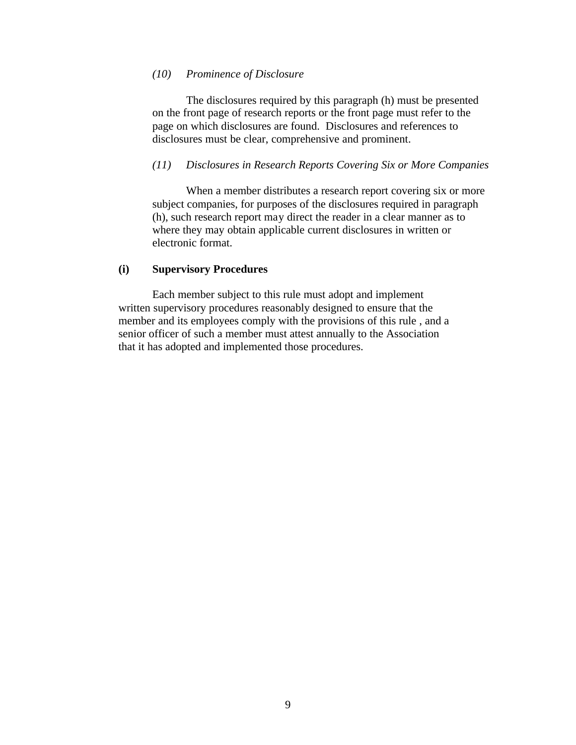*(10) Prominence of Disclosure*

The disclosures required by this paragraph (h) must be presented on the front page of research reports or the front page must refer to the page on which disclosures are found. Disclosures and references to disclosures must be clear, comprehensive and prominent.

*(11) Disclosures in Research Reports Covering Six or More Companies*

When a member distributes a research report covering six or more subject companies, for purposes of the disclosures required in paragraph (h), such research report may direct the reader in a clear manner as to where they may obtain applicable current disclosures in written or electronic format.

**(i) Supervisory Procedures**

Each member subject to this rule must adopt and implement written supervisory procedures reasonably designed to ensure that the member and its employees comply with the provisions of this rule , and a senior officer of such a member must attest annually to the Association that it has adopted and implemented those procedures.